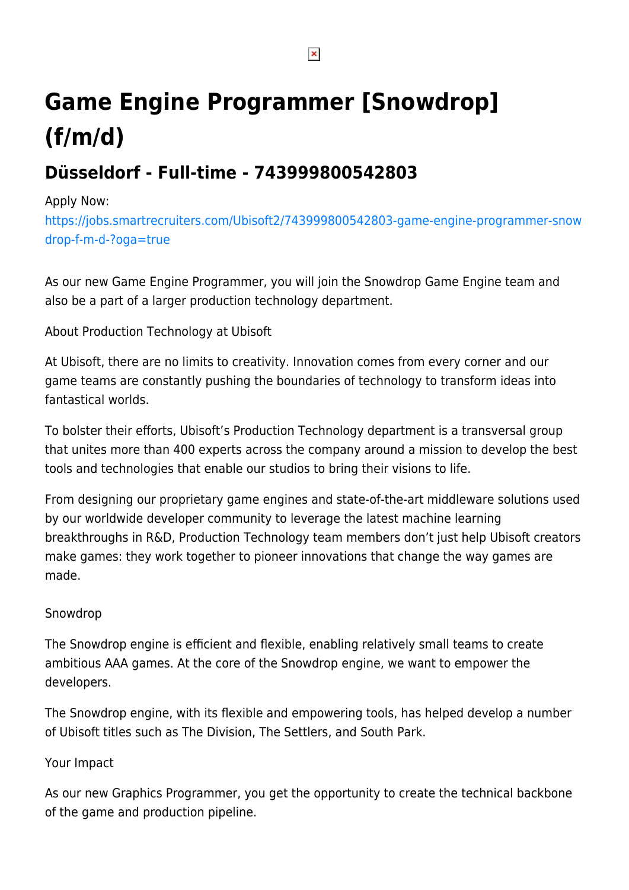# Game Engine Programmer [Snowdrop] (f/m/d)

## Düsseldorf - Full-time - 743999800542803

Apply Now:
https://jobs.smartrecruiters.com/Ubisoft2/743999800542803-game-engine-programmer-snowdrop-f-m-d-?oga=true

As our new Game Engine Programmer, you will join the Snowdrop Game Engine team and also be a part of a larger production technology department.

About Production Technology at Ubisoft

At Ubisoft, there are no limits to creativity. Innovation comes from every corner and our game teams are constantly pushing the boundaries of technology to transform ideas into fantastical worlds.

To bolster their efforts, Ubisoft's Production Technology department is a transversal group that unites more than 400 experts across the company around a mission to develop the best tools and technologies that enable our studios to bring their visions to life.

From designing our proprietary game engines and state-of-the-art middleware solutions used by our worldwide developer community to leverage the latest machine learning breakthroughs in R&D, Production Technology team members don't just help Ubisoft creators make games: they work together to pioneer innovations that change the way games are made.

Snowdrop

The Snowdrop engine is efficient and flexible, enabling relatively small teams to create ambitious AAA games. At the core of the Snowdrop engine, we want to empower the developers.

The Snowdrop engine, with its flexible and empowering tools, has helped develop a number of Ubisoft titles such as The Division, The Settlers, and South Park.

Your Impact

As our new Graphics Programmer, you get the opportunity to create the technical backbone of the game and production pipeline.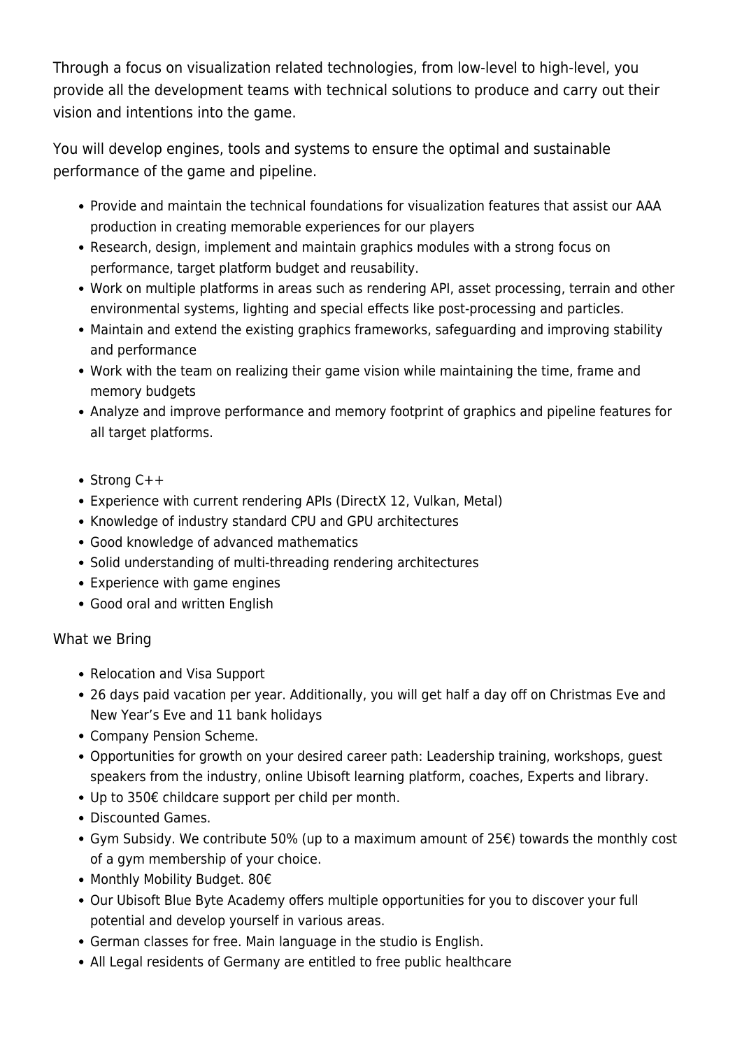Through a focus on visualization related technologies, from low-level to high-level, you provide all the development teams with technical solutions to produce and carry out their vision and intentions into the game.

You will develop engines, tools and systems to ensure the optimal and sustainable performance of the game and pipeline.

- Provide and maintain the technical foundations for visualization features that assist our AAA production in creating memorable experiences for our players
- Research, design, implement and maintain graphics modules with a strong focus on performance, target platform budget and reusability.
- Work on multiple platforms in areas such as rendering API, asset processing, terrain and other environmental systems, lighting and special effects like post-processing and particles.
- Maintain and extend the existing graphics frameworks, safeguarding and improving stability and performance
- Work with the team on realizing their game vision while maintaining the time, frame and memory budgets
- Analyze and improve performance and memory footprint of graphics and pipeline features for all target platforms.

- Strong C++
- Experience with current rendering APIs (DirectX 12, Vulkan, Metal)
- Knowledge of industry standard CPU and GPU architectures
- Good knowledge of advanced mathematics
- Solid understanding of multi-threading rendering architectures
- Experience with game engines
- Good oral and written English

## What we Bring

- Relocation and Visa Support
- 26 days paid vacation per year. Additionally, you will get half a day off on Christmas Eve and New Year's Eve and 11 bank holidays
- Company Pension Scheme.
- Opportunities for growth on your desired career path: Leadership training, workshops, guest speakers from the industry, online Ubisoft learning platform, coaches, Experts and library.
- Up to 350€ childcare support per child per month.
- Discounted Games.
- Gym Subsidy. We contribute 50% (up to a maximum amount of 25€) towards the monthly cost of a gym membership of your choice.
- Monthly Mobility Budget. 80€
- Our Ubisoft Blue Byte Academy offers multiple opportunities for you to discover your full potential and develop yourself in various areas.
- German classes for free. Main language in the studio is English.
- All Legal residents of Germany are entitled to free public healthcare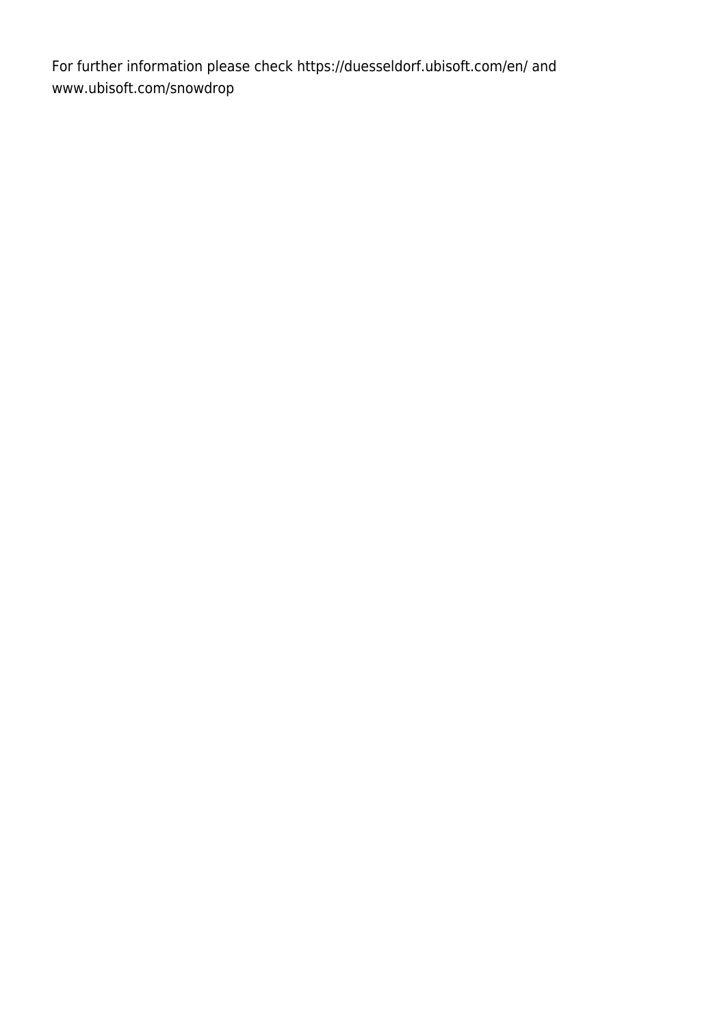For further information please check https://duesseldorf.ubisoft.com/en/ and www.ubisoft.com/snowdrop